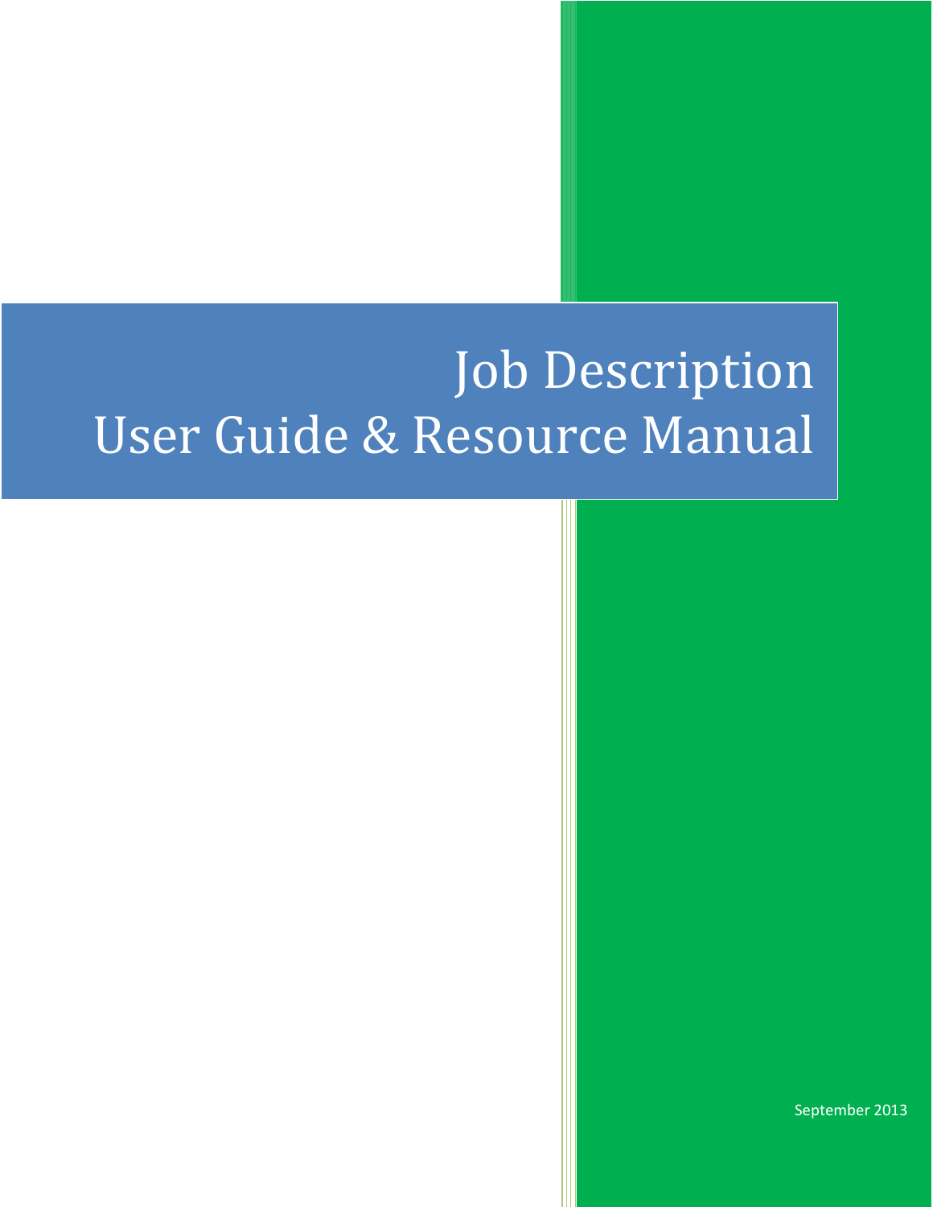# Job Description
# User Guide & Resource Manual

September 2013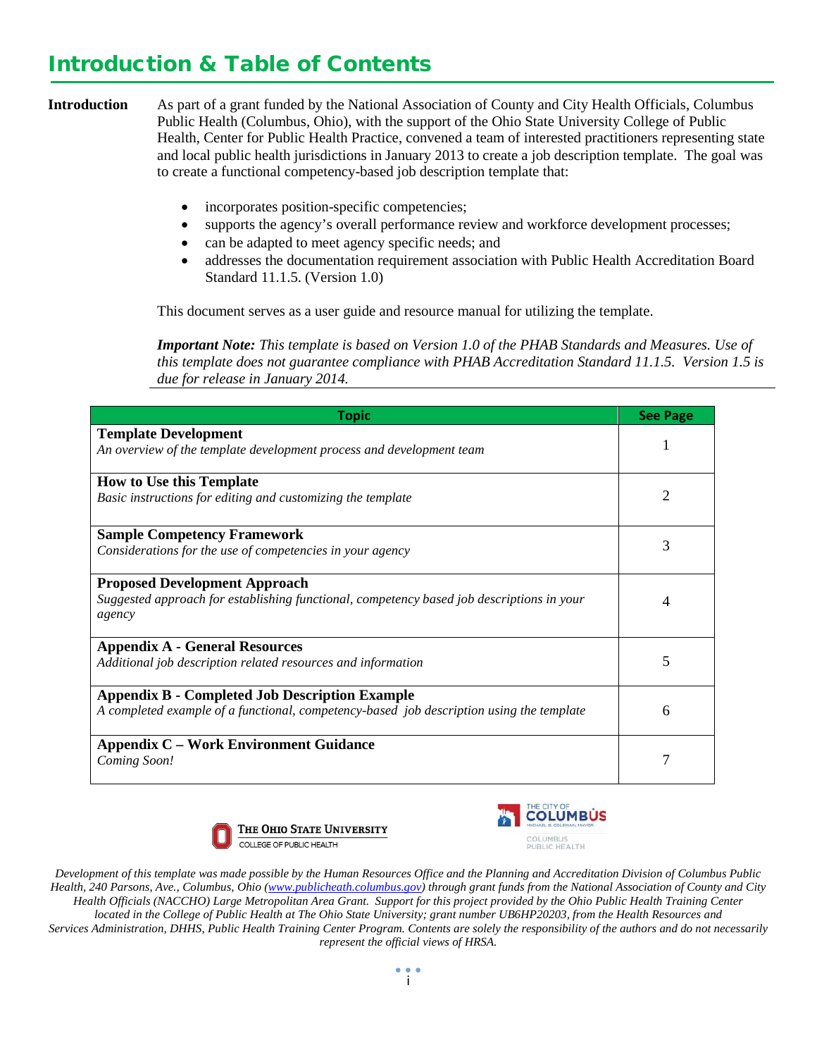# Introduction & Table of Contents

**Introduction**

As part of a grant funded by the National Association of County and City Health Officials, Columbus Public Health (Columbus, Ohio), with the support of the Ohio State University College of Public Health, Center for Public Health Practice, convened a team of interested practitioners representing state and local public health jurisdictions in January 2013 to create a job description template. The goal was to create a functional competency-based job description template that:

- incorporates position-specific competencies;
- supports the agency's overall performance review and workforce development processes;
- can be adapted to meet agency specific needs; and
- addresses the documentation requirement association with Public Health Accreditation Board Standard 11.1.5. (Version 1.0)

This document serves as a user guide and resource manual for utilizing the template.

***Important Note:*** *This template is based on Version 1.0 of the PHAB Standards and Measures. Use of this template does not guarantee compliance with PHAB Accreditation Standard 11.1.5. Version 1.5 is due for release in January 2014.*

| Topic | See Page |
|---|---|
| **Template Development**<br>*An overview of the template development process and development team* | 1 |
| **How to Use this Template**<br>*Basic instructions for editing and customizing the template* | 2 |
| **Sample Competency Framework**<br>*Considerations for the use of competencies in your agency* | 3 |
| **Proposed Development Approach**<br>*Suggested approach for establishing functional, competency based job descriptions in your agency* | 4 |
| **Appendix A - General Resources**<br>*Additional job description related resources and information* | 5 |
| **Appendix B - Completed Job Description Example**<br>*A completed example of a functional, competency-based job description using the template* | 6 |
| **Appendix C – Work Environment Guidance**<br>*Coming Soon!* | 7 |

The Ohio State University College of Public Health

The City of Columbus, Michael B. Coleman, Mayor — Columbus Public Health

*Development of this template was made possible by the Human Resources Office and the Planning and Accreditation Division of Columbus Public Health, 240 Parsons, Ave., Columbus, Ohio (www.publicheath.columbus.gov) through grant funds from the National Association of County and City Health Officials (NACCHO) Large Metropolitan Area Grant. Support for this project provided by the Ohio Public Health Training Center located in the College of Public Health at The Ohio State University; grant number UB6HP20203, from the Health Resources and Services Administration, DHHS, Public Health Training Center Program. Contents are solely the responsibility of the authors and do not necessarily represent the official views of HRSA.*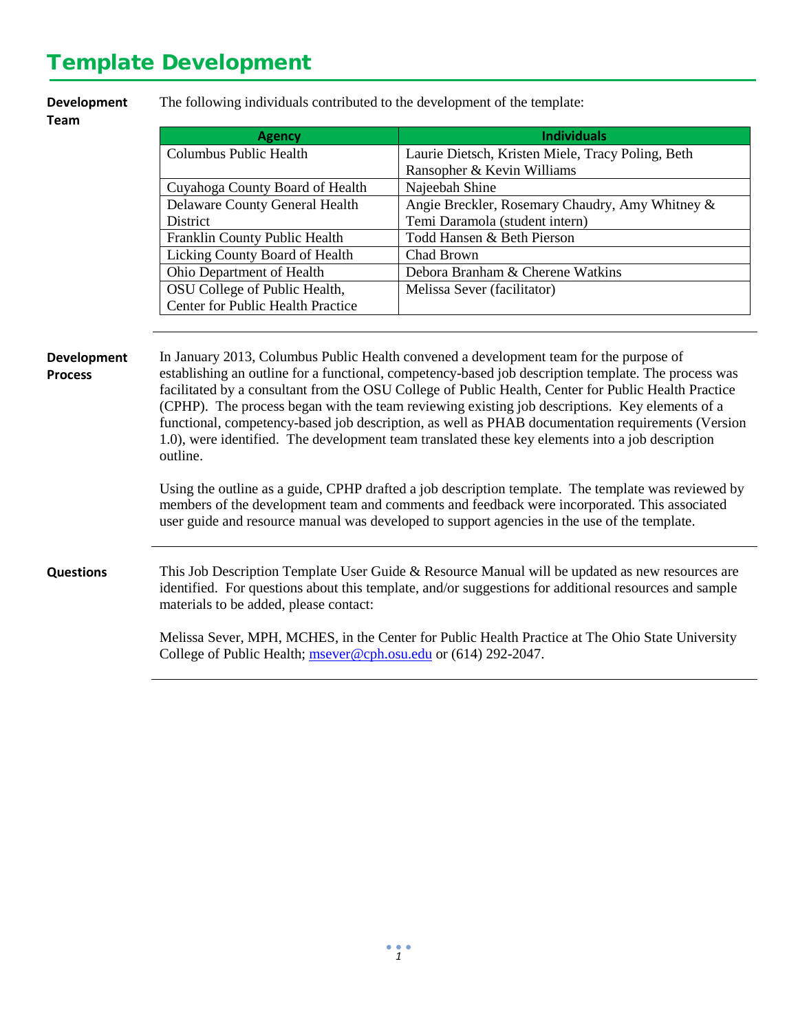# Template Development

**Development Team**

The following individuals contributed to the development of the template:

| Agency | Individuals |
|---|---|
| Columbus Public Health | Laurie Dietsch, Kristen Miele, Tracy Poling, Beth Ransopher & Kevin Williams |
| Cuyahoga County Board of Health | Najeebah Shine |
| Delaware County General Health District | Angie Breckler, Rosemary Chaudry, Amy Whitney & Temi Daramola (student intern) |
| Franklin County Public Health | Todd Hansen & Beth Pierson |
| Licking County Board of Health | Chad Brown |
| Ohio Department of Health | Debora Branham & Cherene Watkins |
| OSU College of Public Health, Center for Public Health Practice | Melissa Sever (facilitator) |

**Development Process**

In January 2013, Columbus Public Health convened a development team for the purpose of establishing an outline for a functional, competency-based job description template. The process was facilitated by a consultant from the OSU College of Public Health, Center for Public Health Practice (CPHP). The process began with the team reviewing existing job descriptions. Key elements of a functional, competency-based job description, as well as PHAB documentation requirements (Version 1.0), were identified. The development team translated these key elements into a job description outline.

Using the outline as a guide, CPHP drafted a job description template. The template was reviewed by members of the development team and comments and feedback were incorporated. This associated user guide and resource manual was developed to support agencies in the use of the template.

**Questions**

This Job Description Template User Guide & Resource Manual will be updated as new resources are identified. For questions about this template, and/or suggestions for additional resources and sample materials to be added, please contact:

Melissa Sever, MPH, MCHES, in the Center for Public Health Practice at The Ohio State University College of Public Health; msever@cph.osu.edu or (614) 292-2047.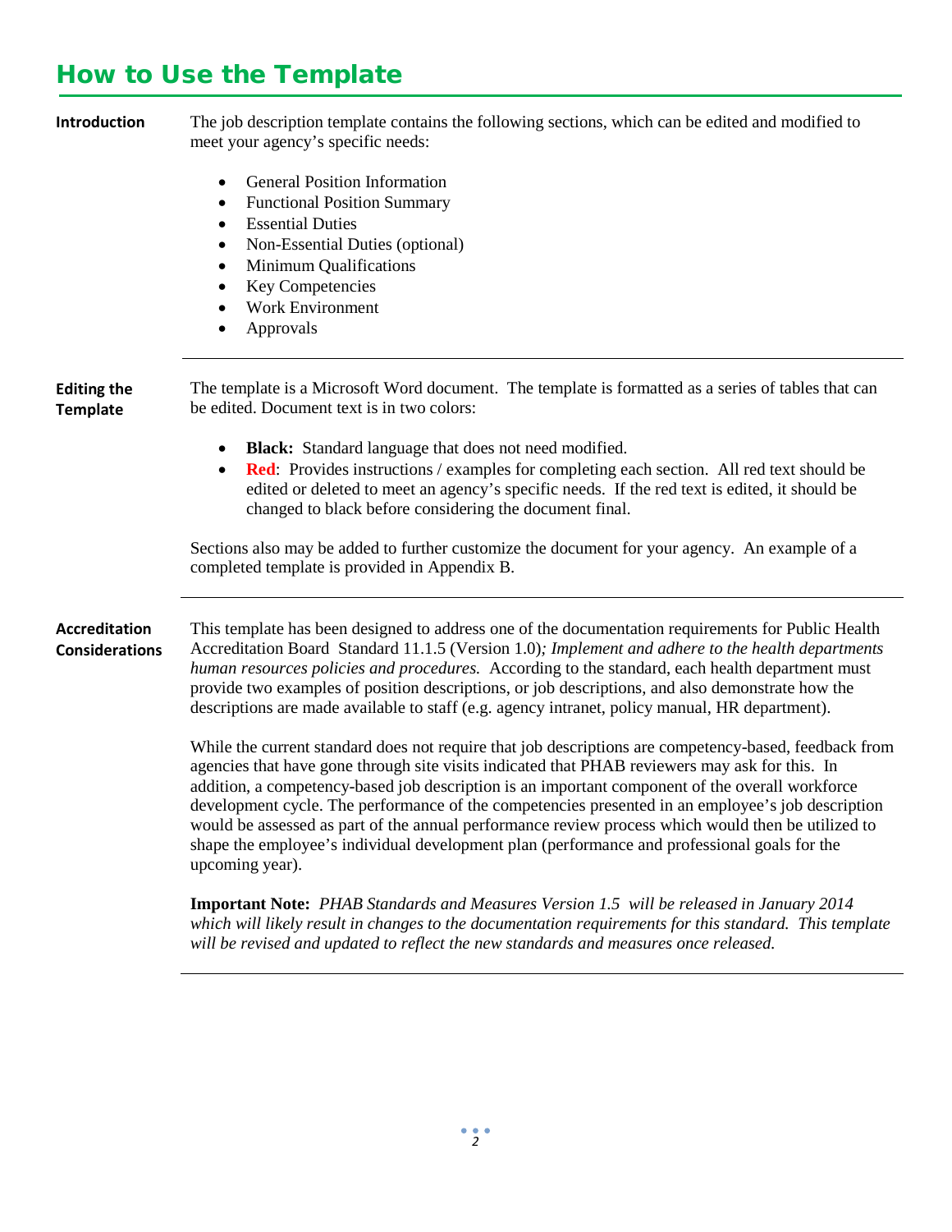# How to Use the Template

**Introduction**

The job description template contains the following sections, which can be edited and modified to meet your agency's specific needs:

- General Position Information
- Functional Position Summary
- Essential Duties
- Non-Essential Duties (optional)
- Minimum Qualifications
- Key Competencies
- Work Environment
- Approvals

---

**Editing the Template**

The template is a Microsoft Word document. The template is formatted as a series of tables that can be edited. Document text is in two colors:

- **Black:** Standard language that does not need modified.
- **Red**: Provides instructions / examples for completing each section. All red text should be edited or deleted to meet an agency's specific needs. If the red text is edited, it should be changed to black before considering the document final.

Sections also may be added to further customize the document for your agency. An example of a completed template is provided in Appendix B.

---

**Accreditation Considerations**

This template has been designed to address one of the documentation requirements for Public Health Accreditation Board Standard 11.1.5 (Version 1.0)*; Implement and adhere to the health departments human resources policies and procedures.* According to the standard, each health department must provide two examples of position descriptions, or job descriptions, and also demonstrate how the descriptions are made available to staff (e.g. agency intranet, policy manual, HR department).

While the current standard does not require that job descriptions are competency-based, feedback from agencies that have gone through site visits indicated that PHAB reviewers may ask for this. In addition, a competency-based job description is an important component of the overall workforce development cycle. The performance of the competencies presented in an employee's job description would be assessed as part of the annual performance review process which would then be utilized to shape the employee's individual development plan (performance and professional goals for the upcoming year).

**Important Note:** *PHAB Standards and Measures Version 1.5 will be released in January 2014 which will likely result in changes to the documentation requirements for this standard. This template will be revised and updated to reflect the new standards and measures once released.*

---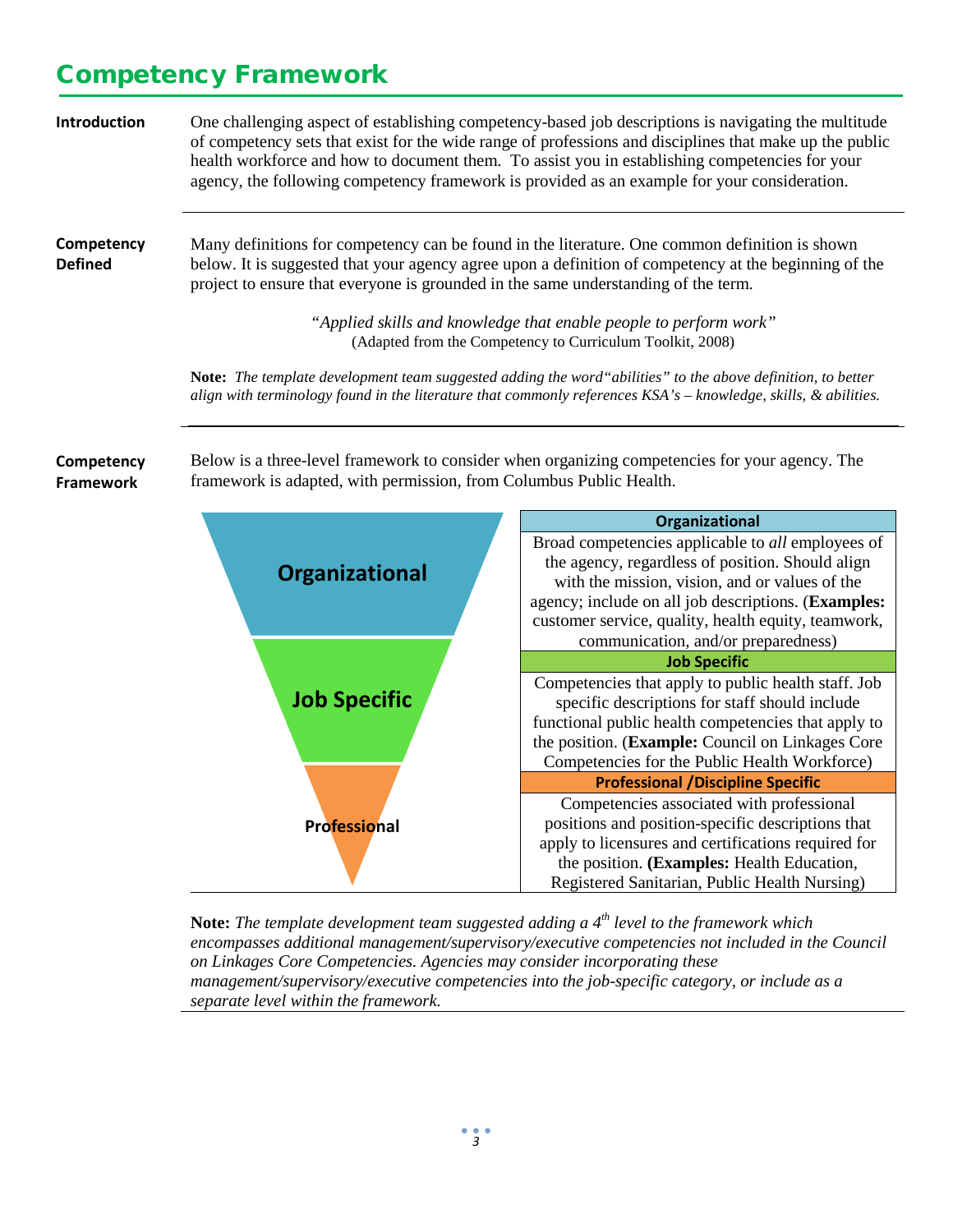# Competency Framework

**Introduction**

One challenging aspect of establishing competency-based job descriptions is navigating the multitude of competency sets that exist for the wide range of professions and disciplines that make up the public health workforce and how to document them. To assist you in establishing competencies for your agency, the following competency framework is provided as an example for your consideration.

---

**Competency Defined**

Many definitions for competency can be found in the literature. One common definition is shown below. It is suggested that your agency agree upon a definition of competency at the beginning of the project to ensure that everyone is grounded in the same understanding of the term.

*"Applied skills and knowledge that enable people to perform work"*
(Adapted from the Competency to Curriculum Toolkit, 2008)

**Note:** *The template development team suggested adding the word"abilities" to the above definition, to better align with terminology found in the literature that commonly references KSA's – knowledge, skills, & abilities.*

---

**Competency Framework**

Below is a three-level framework to consider when organizing competencies for your agency. The framework is adapted, with permission, from Columbus Public Health.

| Level | Description |
|---|---|
| **Organizational** | Broad competencies applicable to *all* employees of the agency, regardless of position. Should align with the mission, vision, and or values of the agency; include on all job descriptions. (**Examples:** customer service, quality, health equity, teamwork, communication, and/or preparedness) |
| **Job Specific** | Competencies that apply to public health staff. Job specific descriptions for staff should include functional public health competencies that apply to the position. (**Example:** Council on Linkages Core Competencies for the Public Health Workforce) |
| **Professional /Discipline Specific** | Competencies associated with professional positions and position-specific descriptions that apply to licensures and certifications required for the position. **(Examples:** Health Education, Registered Sanitarian, Public Health Nursing) |

**Note:** *The template development team suggested adding a 4th level to the framework which encompasses additional management/supervisory/executive competencies not included in the Council on Linkages Core Competencies. Agencies may consider incorporating these management/supervisory/executive competencies into the job-specific category, or include as a separate level within the framework.*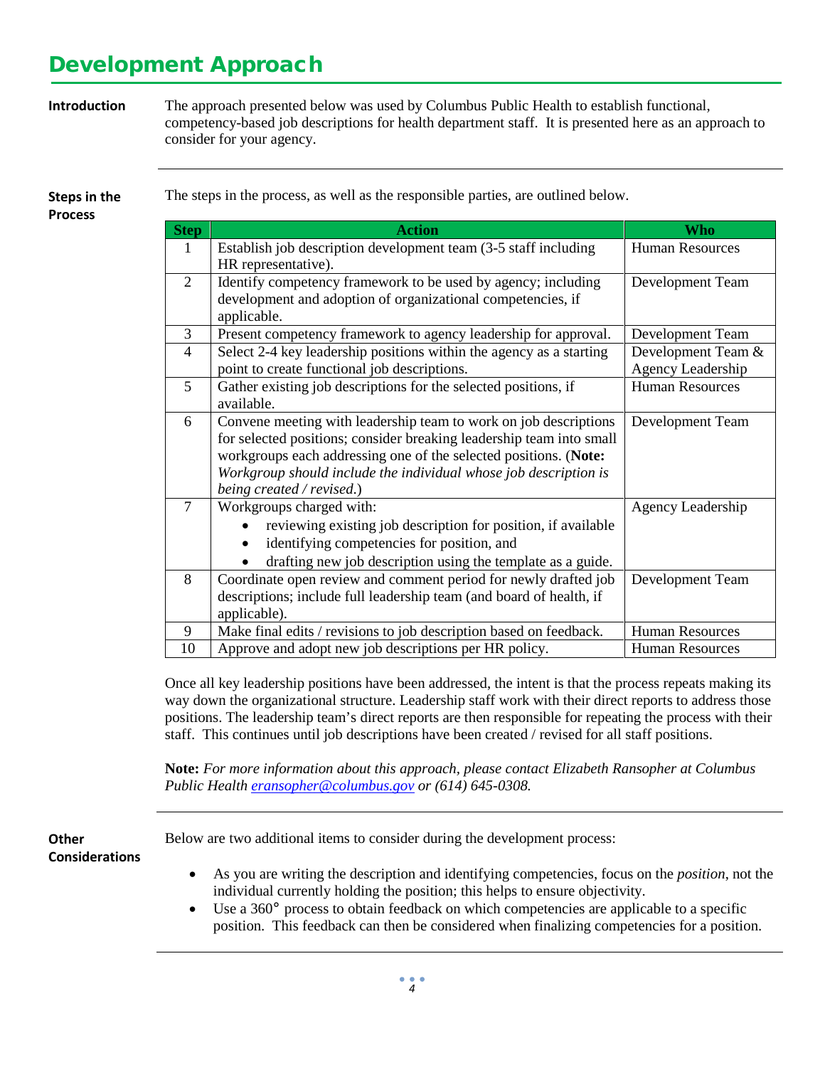# Development Approach

**Introduction**

The approach presented below was used by Columbus Public Health to establish functional, competency-based job descriptions for health department staff. It is presented here as an approach to consider for your agency.

**Steps in the Process**

The steps in the process, as well as the responsible parties, are outlined below.

| Step | Action | Who |
|---|---|---|
| 1 | Establish job description development team (3-5 staff including HR representative). | Human Resources |
| 2 | Identify competency framework to be used by agency; including development and adoption of organizational competencies, if applicable. | Development Team |
| 3 | Present competency framework to agency leadership for approval. | Development Team |
| 4 | Select 2-4 key leadership positions within the agency as a starting point to create functional job descriptions. | Development Team & Agency Leadership |
| 5 | Gather existing job descriptions for the selected positions, if available. | Human Resources |
| 6 | Convene meeting with leadership team to work on job descriptions for selected positions; consider breaking leadership team into small workgroups each addressing one of the selected positions. (**Note:** *Workgroup should include the individual whose job description is being created / revised.*) | Development Team |
| 7 | Workgroups charged with: <br>• reviewing existing job description for position, if available <br>• identifying competencies for position, and <br>• drafting new job description using the template as a guide. | Agency Leadership |
| 8 | Coordinate open review and comment period for newly drafted job descriptions; include full leadership team (and board of health, if applicable). | Development Team |
| 9 | Make final edits / revisions to job description based on feedback. | Human Resources |
| 10 | Approve and adopt new job descriptions per HR policy. | Human Resources |

Once all key leadership positions have been addressed, the intent is that the process repeats making its way down the organizational structure. Leadership staff work with their direct reports to address those positions. The leadership team's direct reports are then responsible for repeating the process with their staff. This continues until job descriptions have been created / revised for all staff positions.

**Note:** *For more information about this approach, please contact Elizabeth Ransopher at Columbus Public Health [eransopher@columbus.gov](mailto:eransopher@columbus.gov) or (614) 645-0308.*

**Other Considerations**

Below are two additional items to consider during the development process:

- As you are writing the description and identifying competencies, focus on the *position*, not the individual currently holding the position; this helps to ensure objectivity.
- Use a 360° process to obtain feedback on which competencies are applicable to a specific position. This feedback can then be considered when finalizing competencies for a position.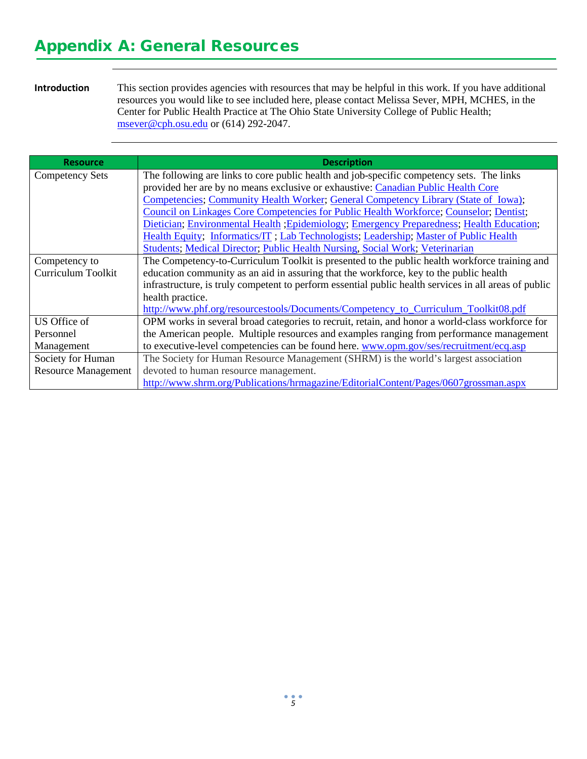# Appendix A: General Resources

**Introduction**

This section provides agencies with resources that may be helpful in this work. If you have additional resources you would like to see included here, please contact Melissa Sever, MPH, MCHES, in the Center for Public Health Practice at The Ohio State University College of Public Health; msever@cph.osu.edu or (614) 292-2047.

| Resource | Description |
|---|---|
| Competency Sets | The following are links to core public health and job-specific competency sets. The links provided her are by no means exclusive or exhaustive: Canadian Public Health Core Competencies; Community Health Worker; General Competency Library (State of Iowa); Council on Linkages Core Competencies for Public Health Workforce; Counselor; Dentist; Dietician; Environmental Health ;Epidemiology; Emergency Preparedness; Health Education; Health Equity; Informatics/IT ; Lab Technologists; Leadership; Master of Public Health Students; Medical Director; Public Health Nursing, Social Work; Veterinarian |
| Competency to Curriculum Toolkit | The Competency-to-Curriculum Toolkit is presented to the public health workforce training and education community as an aid in assuring that the workforce, key to the public health infrastructure, is truly competent to perform essential public health services in all areas of public health practice. http://www.phf.org/resourcestools/Documents/Competency_to_Curriculum_Toolkit08.pdf |
| US Office of Personnel Management | OPM works in several broad categories to recruit, retain, and honor a world-class workforce for the American people. Multiple resources and examples ranging from performance management to executive-level competencies can be found here. www.opm.gov/ses/recruitment/ecq.asp |
| Society for Human Resource Management | The Society for Human Resource Management (SHRM) is the world's largest association devoted to human resource management. http://www.shrm.org/Publications/hrmagazine/EditorialContent/Pages/0607grossman.aspx |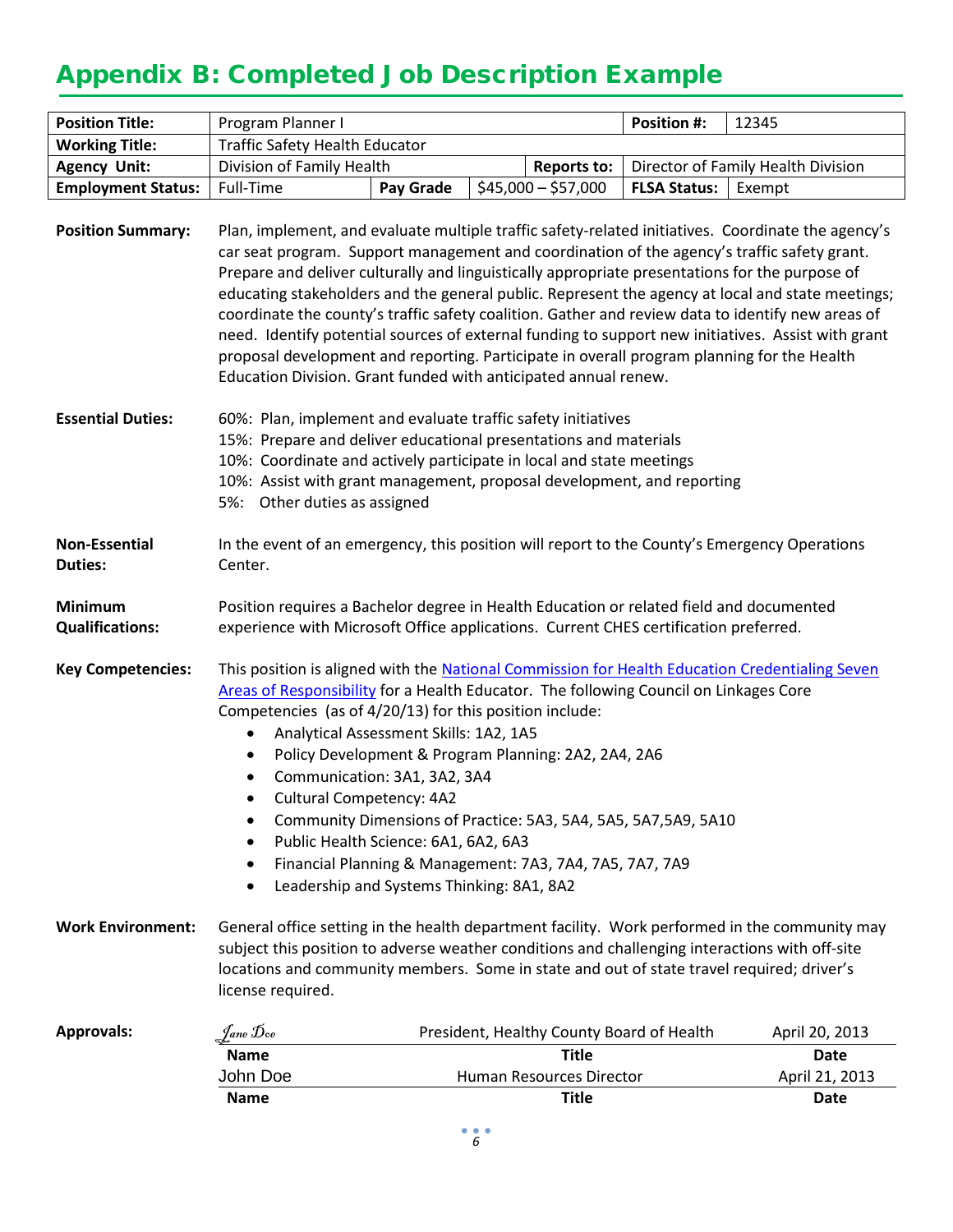# Appendix B: Completed Job Description Example

| **Position Title:** | Program Planner I | | | **Position #:** | 12345 |
|---|---|---|---|---|---|
| **Working Title:** | Traffic Safety Health Educator | | | | |
| **Agency Unit:** | Division of Family Health | | **Reports to:** | Director of Family Health Division | |
| **Employment Status:** | Full-Time | **Pay Grade** | $45,000 – $57,000 | **FLSA Status:** | Exempt |

**Position Summary:** Plan, implement, and evaluate multiple traffic safety-related initiatives. Coordinate the agency's car seat program. Support management and coordination of the agency's traffic safety grant. Prepare and deliver culturally and linguistically appropriate presentations for the purpose of educating stakeholders and the general public. Represent the agency at local and state meetings; coordinate the county's traffic safety coalition. Gather and review data to identify new areas of need. Identify potential sources of external funding to support new initiatives. Assist with grant proposal development and reporting. Participate in overall program planning for the Health Education Division. Grant funded with anticipated annual renew.

**Essential Duties:**

60%: Plan, implement and evaluate traffic safety initiatives
15%: Prepare and deliver educational presentations and materials
10%: Coordinate and actively participate in local and state meetings
10%: Assist with grant management, proposal development, and reporting
5%: Other duties as assigned

**Non-Essential Duties:** In the event of an emergency, this position will report to the County's Emergency Operations Center.

**Minimum Qualifications:** Position requires a Bachelor degree in Health Education or related field and documented experience with Microsoft Office applications. Current CHES certification preferred.

**Key Competencies:** This position is aligned with the [National Commission for Health Education Credentialing Seven Areas of Responsibility] for a Health Educator. The following Council on Linkages Core Competencies (as of 4/20/13) for this position include:

- Analytical Assessment Skills: 1A2, 1A5
- Policy Development & Program Planning: 2A2, 2A4, 2A6
- Communication: 3A1, 3A2, 3A4
- Cultural Competency: 4A2
- Community Dimensions of Practice: 5A3, 5A4, 5A5, 5A7,5A9, 5A10
- Public Health Science: 6A1, 6A2, 6A3
- Financial Planning & Management: 7A3, 7A4, 7A5, 7A7, 7A9
- Leadership and Systems Thinking: 8A1, 8A2

**Work Environment:** General office setting in the health department facility. Work performed in the community may subject this position to adverse weather conditions and challenging interactions with off-site locations and community members. Some in state and out of state travel required; driver's license required.

**Approvals:**

| Name | Title | Date |
|---|---|---|
| Jane Doe | President, Healthy County Board of Health | April 20, 2013 |
| John Doe | Human Resources Director | April 21, 2013 |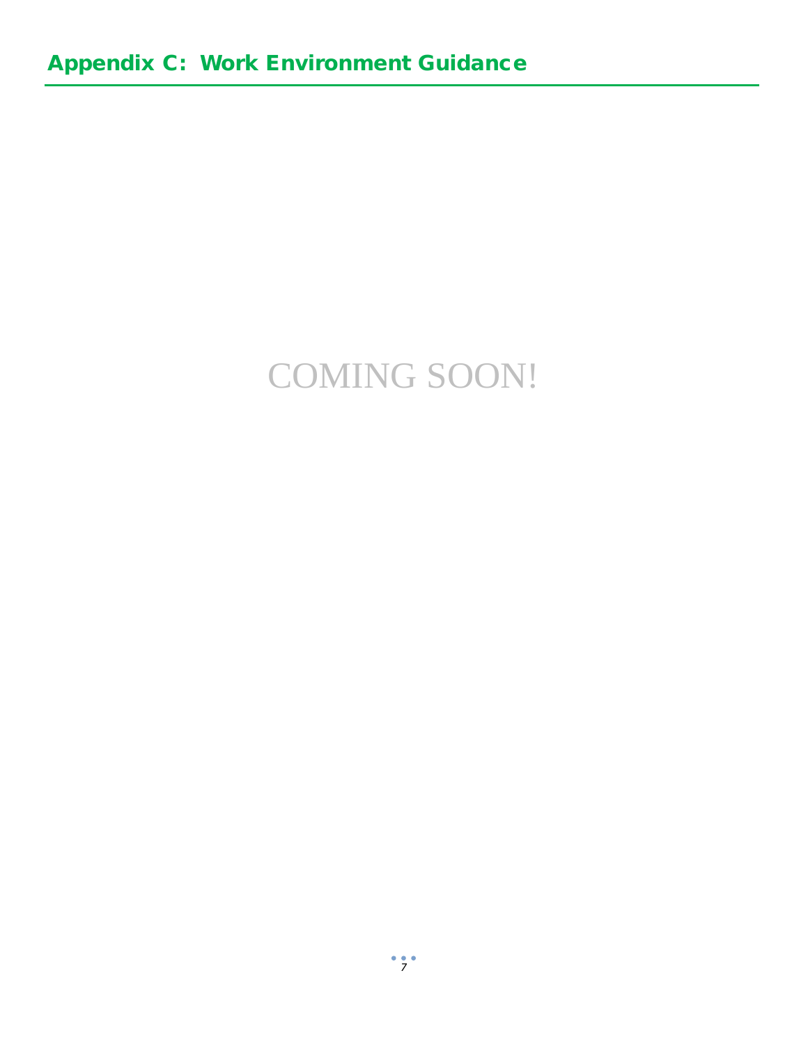## Appendix C: Work Environment Guidance

COMING SOON!